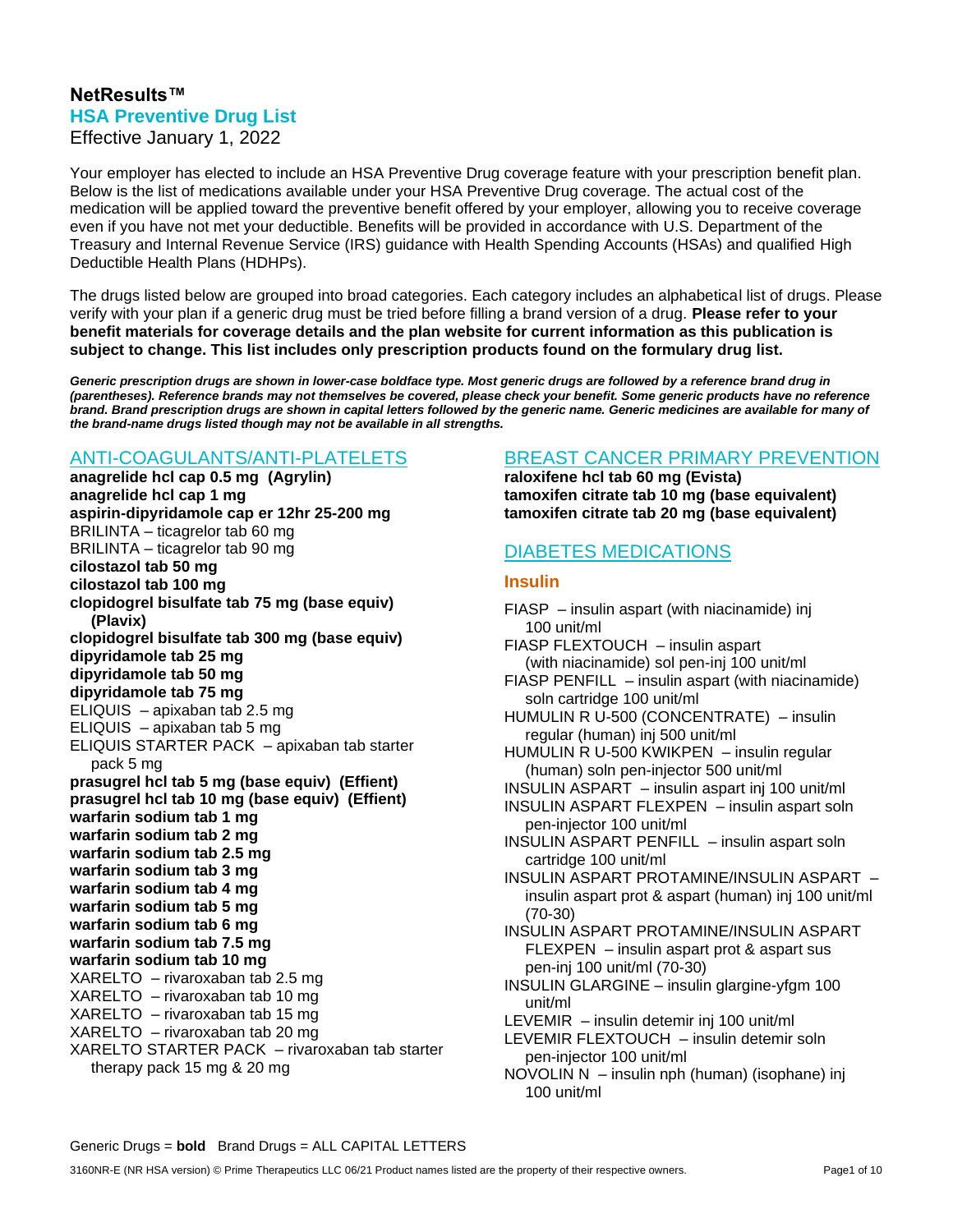# NetResults™

## HSA Preventive Drug List

Effective January 1, 2022

Your employer has elected to include an HSA Preventive Drug coverage feature with your prescription benefit plan. Below is the list of medications available under your HSA Preventive Drug coverage. The actual cost of the medication will be applied toward the preventive benefit offered by your employer, allowing you to receive coverage even if you have not met your deductible. Benefits will be provided in accordance with U.S. Department of the Treasury and Internal Revenue Service (IRS) guidance with Health Spending Accounts (HSAs) and qualified High Deductible Health Plans (HDHPs).

The drugs listed below are grouped into broad categories. Each category includes an alphabetical list of drugs. Please verify with your plan if a generic drug must be tried before filling a brand version of a drug. **Please refer to your benefit materials for coverage details and the plan website for current information as this publication is subject to change. This list includes only prescription products found on the formulary drug list.**

***Generic prescription drugs are shown in lower-case boldface type. Most generic drugs are followed by a reference brand drug in (parentheses). Reference brands may not themselves be covered, please check your benefit. Some generic products have no reference brand. Brand prescription drugs are shown in capital letters followed by the generic name. Generic medicines are available for many of the brand-name drugs listed though may not be available in all strengths.***

## ANTI-COAGULANTS/ANTI-PLATELETS

**anagrelide hcl cap 0.5 mg (Agrylin)**
**anagrelide hcl cap 1 mg**
**aspirin-dipyridamole cap er 12hr 25-200 mg**
BRILINTA – ticagrelor tab 60 mg
BRILINTA – ticagrelor tab 90 mg
**cilostazol tab 50 mg**
**cilostazol tab 100 mg**
**clopidogrel bisulfate tab 75 mg (base equiv) (Plavix)**
**clopidogrel bisulfate tab 300 mg (base equiv)**
**dipyridamole tab 25 mg**
**dipyridamole tab 50 mg**
**dipyridamole tab 75 mg**
ELIQUIS – apixaban tab 2.5 mg
ELIQUIS – apixaban tab 5 mg
ELIQUIS STARTER PACK – apixaban tab starter pack 5 mg
**prasugrel hcl tab 5 mg (base equiv) (Effient)**
**prasugrel hcl tab 10 mg (base equiv) (Effient)**
**warfarin sodium tab 1 mg**
**warfarin sodium tab 2 mg**
**warfarin sodium tab 2.5 mg**
**warfarin sodium tab 3 mg**
**warfarin sodium tab 4 mg**
**warfarin sodium tab 5 mg**
**warfarin sodium tab 6 mg**
**warfarin sodium tab 7.5 mg**
**warfarin sodium tab 10 mg**
XARELTO – rivaroxaban tab 2.5 mg
XARELTO – rivaroxaban tab 10 mg
XARELTO – rivaroxaban tab 15 mg
XARELTO – rivaroxaban tab 20 mg
XARELTO STARTER PACK – rivaroxaban tab starter therapy pack 15 mg & 20 mg

## BREAST CANCER PRIMARY PREVENTION

**raloxifene hcl tab 60 mg (Evista)**
**tamoxifen citrate tab 10 mg (base equivalent)**
**tamoxifen citrate tab 20 mg (base equivalent)**

## DIABETES MEDICATIONS

### Insulin

FIASP – insulin aspart (with niacinamide) inj 100 unit/ml
FIASP FLEXTOUCH – insulin aspart (with niacinamide) sol pen-inj 100 unit/ml
FIASP PENFILL – insulin aspart (with niacinamide) soln cartridge 100 unit/ml
HUMULIN R U-500 (CONCENTRATE) – insulin regular (human) inj 500 unit/ml
HUMULIN R U-500 KWIKPEN – insulin regular (human) soln pen-injector 500 unit/ml
INSULIN ASPART – insulin aspart inj 100 unit/ml
INSULIN ASPART FLEXPEN – insulin aspart soln pen-injector 100 unit/ml
INSULIN ASPART PENFILL – insulin aspart soln cartridge 100 unit/ml
INSULIN ASPART PROTAMINE/INSULIN ASPART – insulin aspart prot & aspart (human) inj 100 unit/ml (70-30)
INSULIN ASPART PROTAMINE/INSULIN ASPART FLEXPEN – insulin aspart prot & aspart sus pen-inj 100 unit/ml (70-30)
INSULIN GLARGINE – insulin glargine-yfgm 100 unit/ml
LEVEMIR – insulin detemir inj 100 unit/ml
LEVEMIR FLEXTOUCH – insulin detemir soln pen-injector 100 unit/ml
NOVOLIN N – insulin nph (human) (isophane) inj 100 unit/ml

Generic Drugs = **bold** Brand Drugs = ALL CAPITAL LETTERS

3160NR-E (NR HSA version) © Prime Therapeutics LLC 06/21 Product names listed are the property of their respective owners.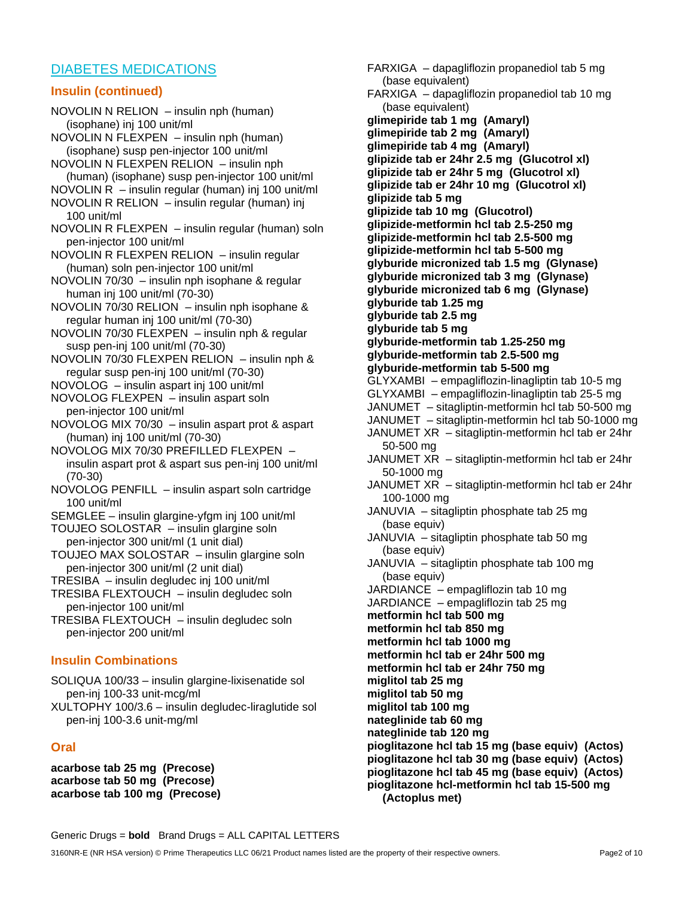## DIABETES MEDICATIONS

### Insulin (continued)

NOVOLIN N RELION – insulin nph (human) (isophane) inj 100 unit/ml
NOVOLIN N FLEXPEN – insulin nph (human) (isophane) susp pen-injector 100 unit/ml
NOVOLIN N FLEXPEN RELION – insulin nph (human) (isophane) susp pen-injector 100 unit/ml
NOVOLIN R – insulin regular (human) inj 100 unit/ml
NOVOLIN R RELION – insulin regular (human) inj 100 unit/ml
NOVOLIN R FLEXPEN – insulin regular (human) soln pen-injector 100 unit/ml
NOVOLIN R FLEXPEN RELION – insulin regular (human) soln pen-injector 100 unit/ml
NOVOLIN 70/30 – insulin nph isophane & regular human inj 100 unit/ml (70-30)
NOVOLIN 70/30 RELION – insulin nph isophane & regular human inj 100 unit/ml (70-30)
NOVOLIN 70/30 FLEXPEN – insulin nph & regular susp pen-inj 100 unit/ml (70-30)
NOVOLIN 70/30 FLEXPEN RELION – insulin nph & regular susp pen-inj 100 unit/ml (70-30)
NOVOLOG – insulin aspart inj 100 unit/ml
NOVOLOG FLEXPEN – insulin aspart soln pen-injector 100 unit/ml
NOVOLOG MIX 70/30 – insulin aspart prot & aspart (human) inj 100 unit/ml (70-30)
NOVOLOG MIX 70/30 PREFILLED FLEXPEN – insulin aspart prot & aspart sus pen-inj 100 unit/ml (70-30)
NOVOLOG PENFILL – insulin aspart soln cartridge 100 unit/ml
SEMGLEE – insulin glargine-yfgm inj 100 unit/ml
TOUJEO SOLOSTAR – insulin glargine soln pen-injector 300 unit/ml (1 unit dial)
TOUJEO MAX SOLOSTAR – insulin glargine soln pen-injector 300 unit/ml (2 unit dial)
TRESIBA – insulin degludec inj 100 unit/ml
TRESIBA FLEXTOUCH – insulin degludec soln pen-injector 100 unit/ml
TRESIBA FLEXTOUCH – insulin degludec soln pen-injector 200 unit/ml

### Insulin Combinations

SOLIQUA 100/33 – insulin glargine-lixisenatide sol pen-inj 100-33 unit-mcg/ml
XULTOPHY 100/3.6 – insulin degludec-liraglutide sol pen-inj 100-3.6 unit-mg/ml

### Oral

**acarbose tab 25 mg (Precose)**
**acarbose tab 50 mg (Precose)**
**acarbose tab 100 mg (Precose)**
FARXIGA – dapagliflozin propanediol tab 5 mg (base equivalent)
FARXIGA – dapagliflozin propanediol tab 10 mg (base equivalent)
**glimepiride tab 1 mg (Amaryl)**
**glimepiride tab 2 mg (Amaryl)**
**glimepiride tab 4 mg (Amaryl)**
**glipizide tab er 24hr 2.5 mg (Glucotrol xl)**
**glipizide tab er 24hr 5 mg (Glucotrol xl)**
**glipizide tab er 24hr 10 mg (Glucotrol xl)**
**glipizide tab 5 mg**
**glipizide tab 10 mg (Glucotrol)**
**glipizide-metformin hcl tab 2.5-250 mg**
**glipizide-metformin hcl tab 2.5-500 mg**
**glipizide-metformin hcl tab 5-500 mg**
**glyburide micronized tab 1.5 mg (Glynase)**
**glyburide micronized tab 3 mg (Glynase)**
**glyburide micronized tab 6 mg (Glynase)**
**glyburide tab 1.25 mg**
**glyburide tab 2.5 mg**
**glyburide tab 5 mg**
**glyburide-metformin tab 1.25-250 mg**
**glyburide-metformin tab 2.5-500 mg**
**glyburide-metformin tab 5-500 mg**
GLYXAMBI – empagliflozin-linagliptin tab 10-5 mg
GLYXAMBI – empagliflozin-linagliptin tab 25-5 mg
JANUMET – sitagliptin-metformin hcl tab 50-500 mg
JANUMET – sitagliptin-metformin hcl tab 50-1000 mg
JANUMET XR – sitagliptin-metformin hcl tab er 24hr 50-500 mg
JANUMET XR – sitagliptin-metformin hcl tab er 24hr 50-1000 mg
JANUMET XR – sitagliptin-metformin hcl tab er 24hr 100-1000 mg
JANUVIA – sitagliptin phosphate tab 25 mg (base equiv)
JANUVIA – sitagliptin phosphate tab 50 mg (base equiv)
JANUVIA – sitagliptin phosphate tab 100 mg (base equiv)
JARDIANCE – empagliflozin tab 10 mg
JARDIANCE – empagliflozin tab 25 mg
**metformin hcl tab 500 mg**
**metformin hcl tab 850 mg**
**metformin hcl tab 1000 mg**
**metformin hcl tab er 24hr 500 mg**
**metformin hcl tab er 24hr 750 mg**
**miglitol tab 25 mg**
**miglitol tab 50 mg**
**miglitol tab 100 mg**
**nateglinide tab 60 mg**
**nateglinide tab 120 mg**
**pioglitazone hcl tab 15 mg (base equiv) (Actos)**
**pioglitazone hcl tab 30 mg (base equiv) (Actos)**
**pioglitazone hcl tab 45 mg (base equiv) (Actos)**
**pioglitazone hcl-metformin hcl tab 15-500 mg (Actoplus met)**

Generic Drugs = **bold** Brand Drugs = ALL CAPITAL LETTERS

3160NR-E (NR HSA version) © Prime Therapeutics LLC 06/21 Product names listed are the property of their respective owners.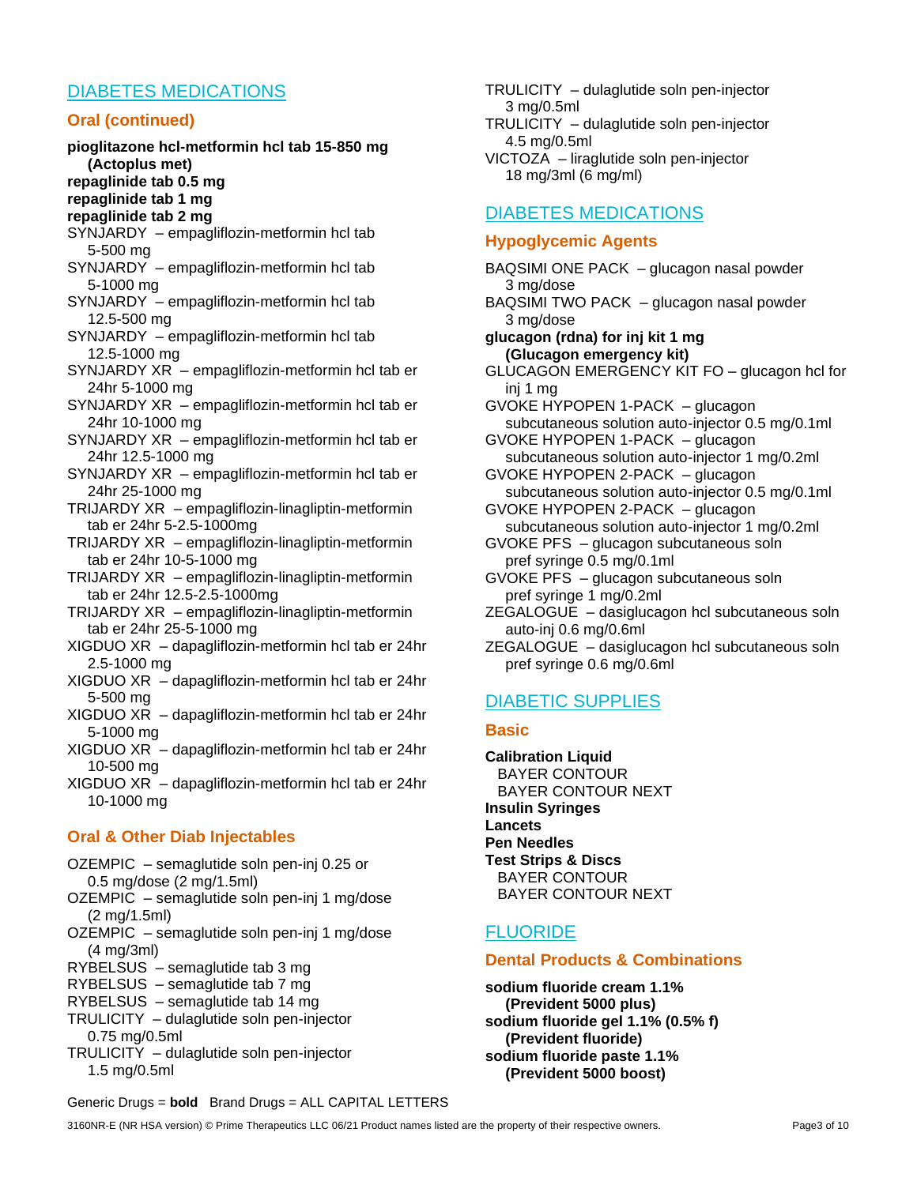## DIABETES MEDICATIONS

### Oral (continued)

**pioglitazone hcl-metformin hcl tab 15-850 mg (Actoplus met)**
**repaglinide tab 0.5 mg**
**repaglinide tab 1 mg**
**repaglinide tab 2 mg**
SYNJARDY – empagliflozin-metformin hcl tab 5-500 mg
SYNJARDY – empagliflozin-metformin hcl tab 5-1000 mg
SYNJARDY – empagliflozin-metformin hcl tab 12.5-500 mg
SYNJARDY – empagliflozin-metformin hcl tab 12.5-1000 mg
SYNJARDY XR – empagliflozin-metformin hcl tab er 24hr 5-1000 mg
SYNJARDY XR – empagliflozin-metformin hcl tab er 24hr 10-1000 mg
SYNJARDY XR – empagliflozin-metformin hcl tab er 24hr 12.5-1000 mg
SYNJARDY XR – empagliflozin-metformin hcl tab er 24hr 25-1000 mg
TRIJARDY XR – empagliflozin-linagliptin-metformin tab er 24hr 5-2.5-1000mg
TRIJARDY XR – empagliflozin-linagliptin-metformin tab er 24hr 10-5-1000 mg
TRIJARDY XR – empagliflozin-linagliptin-metformin tab er 24hr 12.5-2.5-1000mg
TRIJARDY XR – empagliflozin-linagliptin-metformin tab er 24hr 25-5-1000 mg
XIGDUO XR – dapagliflozin-metformin hcl tab er 24hr 2.5-1000 mg
XIGDUO XR – dapagliflozin-metformin hcl tab er 24hr 5-500 mg
XIGDUO XR – dapagliflozin-metformin hcl tab er 24hr 5-1000 mg
XIGDUO XR – dapagliflozin-metformin hcl tab er 24hr 10-500 mg
XIGDUO XR – dapagliflozin-metformin hcl tab er 24hr 10-1000 mg

### Oral & Other Diab Injectables

OZEMPIC – semaglutide soln pen-inj 0.25 or 0.5 mg/dose (2 mg/1.5ml)
OZEMPIC – semaglutide soln pen-inj 1 mg/dose (2 mg/1.5ml)
OZEMPIC – semaglutide soln pen-inj 1 mg/dose (4 mg/3ml)
RYBELSUS – semaglutide tab 3 mg
RYBELSUS – semaglutide tab 7 mg
RYBELSUS – semaglutide tab 14 mg
TRULICITY – dulaglutide soln pen-injector 0.75 mg/0.5ml
TRULICITY – dulaglutide soln pen-injector 1.5 mg/0.5ml
TRULICITY – dulaglutide soln pen-injector 3 mg/0.5ml
TRULICITY – dulaglutide soln pen-injector 4.5 mg/0.5ml
VICTOZA – liraglutide soln pen-injector 18 mg/3ml (6 mg/ml)

## DIABETES MEDICATIONS

### Hypoglycemic Agents

BAQSIMI ONE PACK – glucagon nasal powder 3 mg/dose
BAQSIMI TWO PACK – glucagon nasal powder 3 mg/dose
**glucagon (rdna) for inj kit 1 mg (Glucagon emergency kit)**
GLUCAGON EMERGENCY KIT FO – glucagon hcl for inj 1 mg
GVOKE HYPOPEN 1-PACK – glucagon subcutaneous solution auto-injector 0.5 mg/0.1ml
GVOKE HYPOPEN 1-PACK – glucagon subcutaneous solution auto-injector 1 mg/0.2ml
GVOKE HYPOPEN 2-PACK – glucagon subcutaneous solution auto-injector 0.5 mg/0.1ml
GVOKE HYPOPEN 2-PACK – glucagon subcutaneous solution auto-injector 1 mg/0.2ml
GVOKE PFS – glucagon subcutaneous soln pref syringe 0.5 mg/0.1ml
GVOKE PFS – glucagon subcutaneous soln pref syringe 1 mg/0.2ml
ZEGALOGUE – dasiglucagon hcl subcutaneous soln auto-inj 0.6 mg/0.6ml
ZEGALOGUE – dasiglucagon hcl subcutaneous soln pref syringe 0.6 mg/0.6ml

## DIABETIC SUPPLIES

### Basic

**Calibration Liquid**
BAYER CONTOUR
BAYER CONTOUR NEXT
**Insulin Syringes**
**Lancets**
**Pen Needles**
**Test Strips & Discs**
BAYER CONTOUR
BAYER CONTOUR NEXT

## FLUORIDE

### Dental Products & Combinations

**sodium fluoride cream 1.1% (Prevident 5000 plus)**
**sodium fluoride gel 1.1% (0.5% f) (Prevident fluoride)**
**sodium fluoride paste 1.1% (Prevident 5000 boost)**

Generic Drugs = **bold** Brand Drugs = ALL CAPITAL LETTERS

3160NR-E (NR HSA version) © Prime Therapeutics LLC 06/21 Product names listed are the property of their respective owners.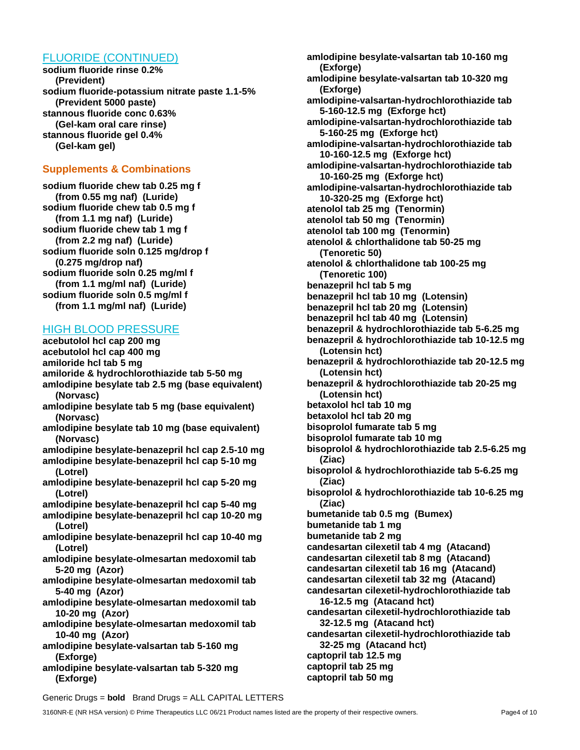## FLUORIDE (CONTINUED)

**sodium fluoride rinse 0.2% (Prevident)**
**sodium fluoride-potassium nitrate paste 1.1-5% (Prevident 5000 paste)**
**stannous fluoride conc 0.63% (Gel-kam oral care rinse)**
**stannous fluoride gel 0.4% (Gel-kam gel)**

### Supplements & Combinations

**sodium fluoride chew tab 0.25 mg f (from 0.55 mg naf) (Luride)**
**sodium fluoride chew tab 0.5 mg f (from 1.1 mg naf) (Luride)**
**sodium fluoride chew tab 1 mg f (from 2.2 mg naf) (Luride)**
**sodium fluoride soln 0.125 mg/drop f (0.275 mg/drop naf)**
**sodium fluoride soln 0.25 mg/ml f (from 1.1 mg/ml naf) (Luride)**
**sodium fluoride soln 0.5 mg/ml f (from 1.1 mg/ml naf) (Luride)**

## HIGH BLOOD PRESSURE

**acebutolol hcl cap 200 mg**
**acebutolol hcl cap 400 mg**
**amiloride hcl tab 5 mg**
**amiloride & hydrochlorothiazide tab 5-50 mg**
**amlodipine besylate tab 2.5 mg (base equivalent) (Norvasc)**
**amlodipine besylate tab 5 mg (base equivalent) (Norvasc)**
**amlodipine besylate tab 10 mg (base equivalent) (Norvasc)**
**amlodipine besylate-benazepril hcl cap 2.5-10 mg**
**amlodipine besylate-benazepril hcl cap 5-10 mg (Lotrel)**
**amlodipine besylate-benazepril hcl cap 5-20 mg (Lotrel)**
**amlodipine besylate-benazepril hcl cap 5-40 mg**
**amlodipine besylate-benazepril hcl cap 10-20 mg (Lotrel)**
**amlodipine besylate-benazepril hcl cap 10-40 mg (Lotrel)**
**amlodipine besylate-olmesartan medoxomil tab 5-20 mg (Azor)**
**amlodipine besylate-olmesartan medoxomil tab 5-40 mg (Azor)**
**amlodipine besylate-olmesartan medoxomil tab 10-20 mg (Azor)**
**amlodipine besylate-olmesartan medoxomil tab 10-40 mg (Azor)**
**amlodipine besylate-valsartan tab 5-160 mg (Exforge)**
**amlodipine besylate-valsartan tab 5-320 mg (Exforge)**
**amlodipine besylate-valsartan tab 10-160 mg (Exforge)**
**amlodipine besylate-valsartan tab 10-320 mg (Exforge)**
**amlodipine-valsartan-hydrochlorothiazide tab 5-160-12.5 mg (Exforge hct)**
**amlodipine-valsartan-hydrochlorothiazide tab 5-160-25 mg (Exforge hct)**
**amlodipine-valsartan-hydrochlorothiazide tab 10-160-12.5 mg (Exforge hct)**
**amlodipine-valsartan-hydrochlorothiazide tab 10-160-25 mg (Exforge hct)**
**amlodipine-valsartan-hydrochlorothiazide tab 10-320-25 mg (Exforge hct)**
**atenolol tab 25 mg (Tenormin)**
**atenolol tab 50 mg (Tenormin)**
**atenolol tab 100 mg (Tenormin)**
**atenolol & chlorthalidone tab 50-25 mg (Tenoretic 50)**
**atenolol & chlorthalidone tab 100-25 mg (Tenoretic 100)**
**benazepril hcl tab 5 mg**
**benazepril hcl tab 10 mg (Lotensin)**
**benazepril hcl tab 20 mg (Lotensin)**
**benazepril hcl tab 40 mg (Lotensin)**
**benazepril & hydrochlorothiazide tab 5-6.25 mg**
**benazepril & hydrochlorothiazide tab 10-12.5 mg (Lotensin hct)**
**benazepril & hydrochlorothiazide tab 20-12.5 mg (Lotensin hct)**
**benazepril & hydrochlorothiazide tab 20-25 mg (Lotensin hct)**
**betaxolol hcl tab 10 mg**
**betaxolol hcl tab 20 mg**
**bisoprolol fumarate tab 5 mg**
**bisoprolol fumarate tab 10 mg**
**bisoprolol & hydrochlorothiazide tab 2.5-6.25 mg (Ziac)**
**bisoprolol & hydrochlorothiazide tab 5-6.25 mg (Ziac)**
**bisoprolol & hydrochlorothiazide tab 10-6.25 mg (Ziac)**
**bumetanide tab 0.5 mg (Bumex)**
**bumetanide tab 1 mg**
**bumetanide tab 2 mg**
**candesartan cilexetil tab 4 mg (Atacand)**
**candesartan cilexetil tab 8 mg (Atacand)**
**candesartan cilexetil tab 16 mg (Atacand)**
**candesartan cilexetil tab 32 mg (Atacand)**
**candesartan cilexetil-hydrochlorothiazide tab 16-12.5 mg (Atacand hct)**
**candesartan cilexetil-hydrochlorothiazide tab 32-12.5 mg (Atacand hct)**
**candesartan cilexetil-hydrochlorothiazide tab 32-25 mg (Atacand hct)**
**captopril tab 12.5 mg**
**captopril tab 25 mg**
**captopril tab 50 mg**

Generic Drugs = **bold** Brand Drugs = ALL CAPITAL LETTERS

3160NR-E (NR HSA version) © Prime Therapeutics LLC 06/21 Product names listed are the property of their respective owners.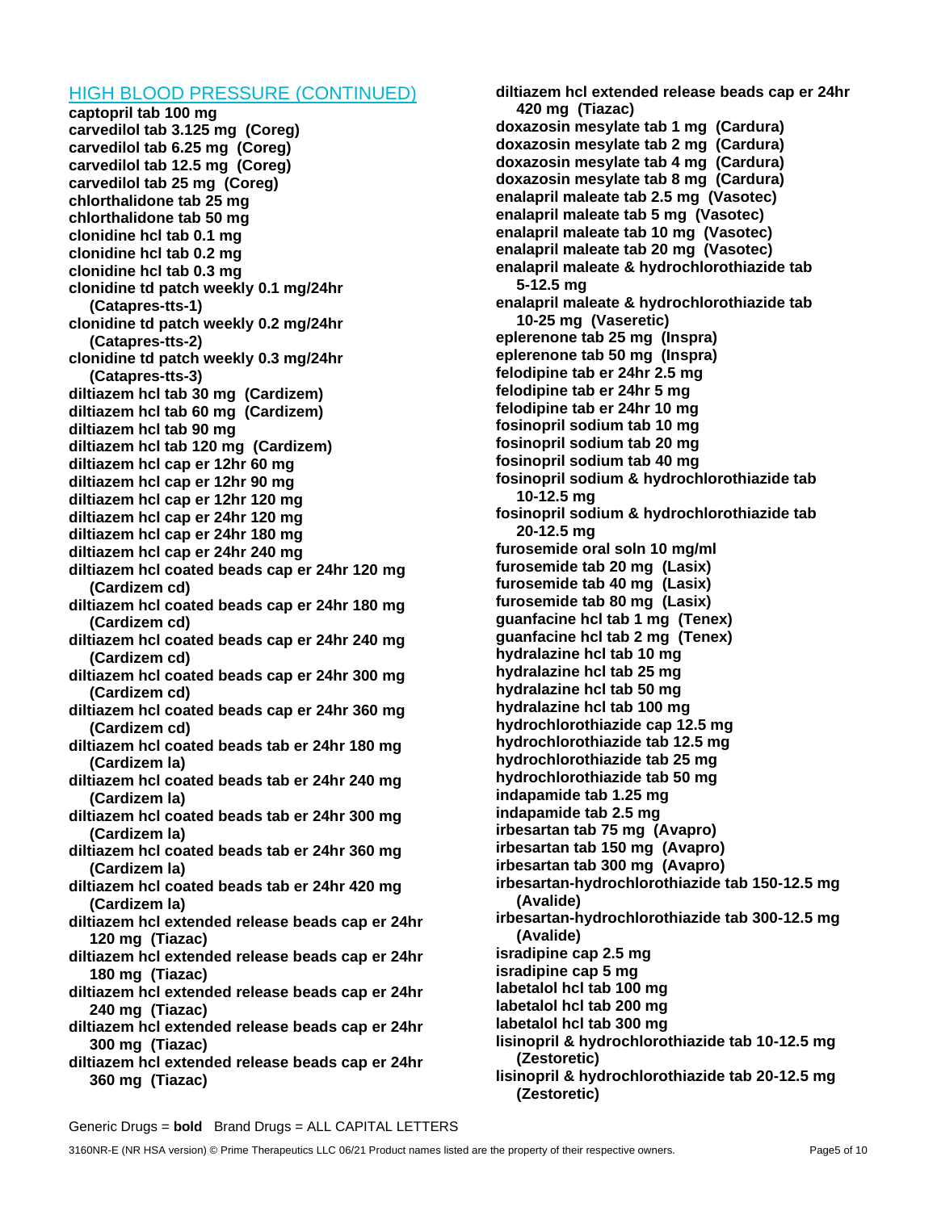## HIGH BLOOD PRESSURE (CONTINUED)

**captopril tab 100 mg**
**carvedilol tab 3.125 mg (Coreg)**
**carvedilol tab 6.25 mg (Coreg)**
**carvedilol tab 12.5 mg (Coreg)**
**carvedilol tab 25 mg (Coreg)**
**chlorthalidone tab 25 mg**
**chlorthalidone tab 50 mg**
**clonidine hcl tab 0.1 mg**
**clonidine hcl tab 0.2 mg**
**clonidine hcl tab 0.3 mg**
**clonidine td patch weekly 0.1 mg/24hr (Catapres-tts-1)**
**clonidine td patch weekly 0.2 mg/24hr (Catapres-tts-2)**
**clonidine td patch weekly 0.3 mg/24hr (Catapres-tts-3)**
**diltiazem hcl tab 30 mg (Cardizem)**
**diltiazem hcl tab 60 mg (Cardizem)**
**diltiazem hcl tab 90 mg**
**diltiazem hcl tab 120 mg (Cardizem)**
**diltiazem hcl cap er 12hr 60 mg**
**diltiazem hcl cap er 12hr 90 mg**
**diltiazem hcl cap er 12hr 120 mg**
**diltiazem hcl cap er 24hr 120 mg**
**diltiazem hcl cap er 24hr 180 mg**
**diltiazem hcl cap er 24hr 240 mg**
**diltiazem hcl coated beads cap er 24hr 120 mg (Cardizem cd)**
**diltiazem hcl coated beads cap er 24hr 180 mg (Cardizem cd)**
**diltiazem hcl coated beads cap er 24hr 240 mg (Cardizem cd)**
**diltiazem hcl coated beads cap er 24hr 300 mg (Cardizem cd)**
**diltiazem hcl coated beads cap er 24hr 360 mg (Cardizem cd)**
**diltiazem hcl coated beads tab er 24hr 180 mg (Cardizem la)**
**diltiazem hcl coated beads tab er 24hr 240 mg (Cardizem la)**
**diltiazem hcl coated beads tab er 24hr 300 mg (Cardizem la)**
**diltiazem hcl coated beads tab er 24hr 360 mg (Cardizem la)**
**diltiazem hcl coated beads tab er 24hr 420 mg (Cardizem la)**
**diltiazem hcl extended release beads cap er 24hr 120 mg (Tiazac)**
**diltiazem hcl extended release beads cap er 24hr 180 mg (Tiazac)**
**diltiazem hcl extended release beads cap er 24hr 240 mg (Tiazac)**
**diltiazem hcl extended release beads cap er 24hr 300 mg (Tiazac)**
**diltiazem hcl extended release beads cap er 24hr 360 mg (Tiazac)**
**diltiazem hcl extended release beads cap er 24hr 420 mg (Tiazac)**
**doxazosin mesylate tab 1 mg (Cardura)**
**doxazosin mesylate tab 2 mg (Cardura)**
**doxazosin mesylate tab 4 mg (Cardura)**
**doxazosin mesylate tab 8 mg (Cardura)**
**enalapril maleate tab 2.5 mg (Vasotec)**
**enalapril maleate tab 5 mg (Vasotec)**
**enalapril maleate tab 10 mg (Vasotec)**
**enalapril maleate tab 20 mg (Vasotec)**
**enalapril maleate & hydrochlorothiazide tab 5-12.5 mg**
**enalapril maleate & hydrochlorothiazide tab 10-25 mg (Vaseretic)**
**eplerenone tab 25 mg (Inspra)**
**eplerenone tab 50 mg (Inspra)**
**felodipine tab er 24hr 2.5 mg**
**felodipine tab er 24hr 5 mg**
**felodipine tab er 24hr 10 mg**
**fosinopril sodium tab 10 mg**
**fosinopril sodium tab 20 mg**
**fosinopril sodium tab 40 mg**
**fosinopril sodium & hydrochlorothiazide tab 10-12.5 mg**
**fosinopril sodium & hydrochlorothiazide tab 20-12.5 mg**
**furosemide oral soln 10 mg/ml**
**furosemide tab 20 mg (Lasix)**
**furosemide tab 40 mg (Lasix)**
**furosemide tab 80 mg (Lasix)**
**guanfacine hcl tab 1 mg (Tenex)**
**guanfacine hcl tab 2 mg (Tenex)**
**hydralazine hcl tab 10 mg**
**hydralazine hcl tab 25 mg**
**hydralazine hcl tab 50 mg**
**hydralazine hcl tab 100 mg**
**hydrochlorothiazide cap 12.5 mg**
**hydrochlorothiazide tab 12.5 mg**
**hydrochlorothiazide tab 25 mg**
**hydrochlorothiazide tab 50 mg**
**indapamide tab 1.25 mg**
**indapamide tab 2.5 mg**
**irbesartan tab 75 mg (Avapro)**
**irbesartan tab 150 mg (Avapro)**
**irbesartan tab 300 mg (Avapro)**
**irbesartan-hydrochlorothiazide tab 150-12.5 mg (Avalide)**
**irbesartan-hydrochlorothiazide tab 300-12.5 mg (Avalide)**
**isradipine cap 2.5 mg**
**isradipine cap 5 mg**
**labetalol hcl tab 100 mg**
**labetalol hcl tab 200 mg**
**labetalol hcl tab 300 mg**
**lisinopril & hydrochlorothiazide tab 10-12.5 mg (Zestoretic)**
**lisinopril & hydrochlorothiazide tab 20-12.5 mg (Zestoretic)**

Generic Drugs = **bold** Brand Drugs = ALL CAPITAL LETTERS

3160NR-E (NR HSA version) © Prime Therapeutics LLC 06/21 Product names listed are the property of their respective owners.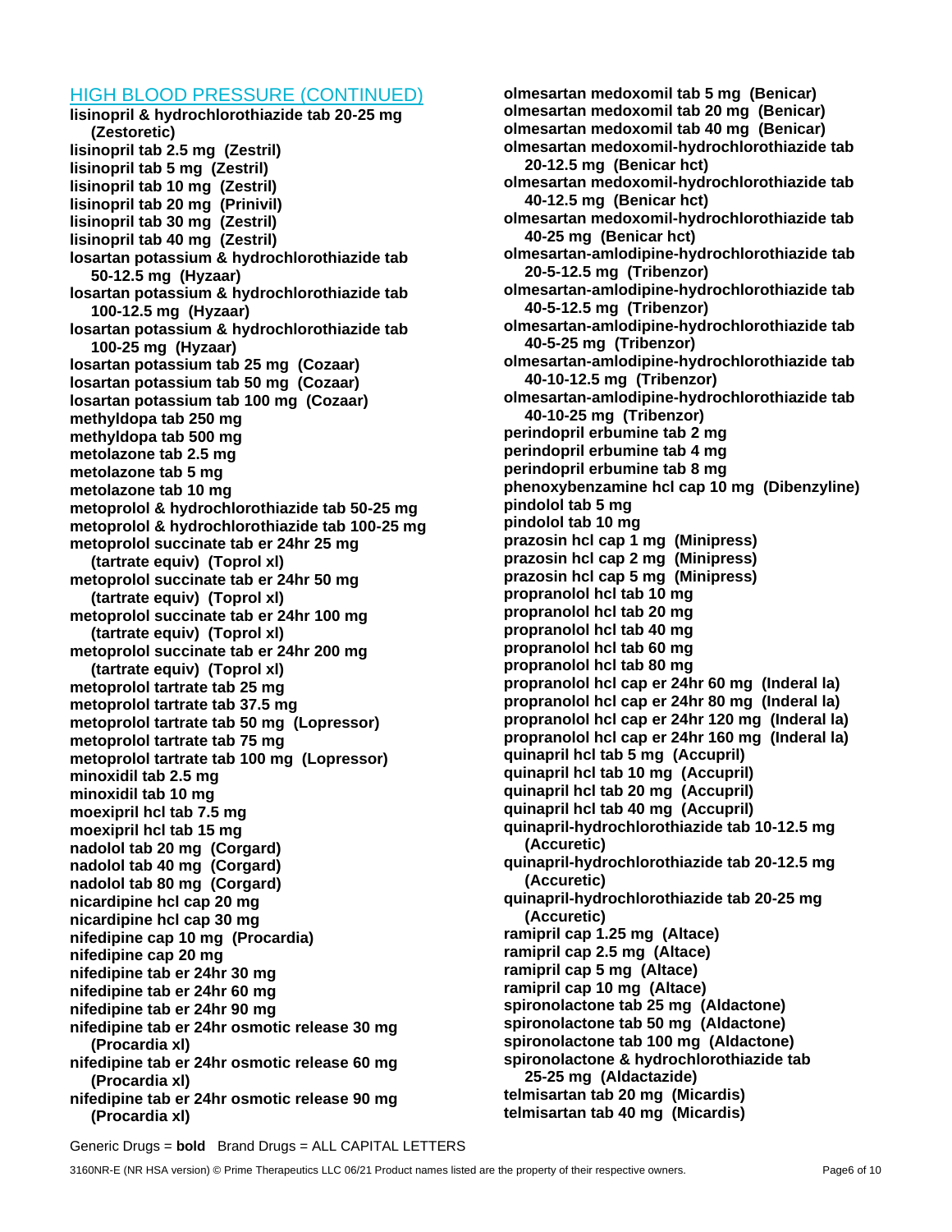## HIGH BLOOD PRESSURE (CONTINUED)

**lisinopril & hydrochlorothiazide tab 20-25 mg (Zestoretic)**
**lisinopril tab 2.5 mg (Zestril)**
**lisinopril tab 5 mg (Zestril)**
**lisinopril tab 10 mg (Zestril)**
**lisinopril tab 20 mg (Prinivil)**
**lisinopril tab 30 mg (Zestril)**
**lisinopril tab 40 mg (Zestril)**
**losartan potassium & hydrochlorothiazide tab 50-12.5 mg (Hyzaar)**
**losartan potassium & hydrochlorothiazide tab 100-12.5 mg (Hyzaar)**
**losartan potassium & hydrochlorothiazide tab 100-25 mg (Hyzaar)**
**losartan potassium tab 25 mg (Cozaar)**
**losartan potassium tab 50 mg (Cozaar)**
**losartan potassium tab 100 mg (Cozaar)**
**methyldopa tab 250 mg**
**methyldopa tab 500 mg**
**metolazone tab 2.5 mg**
**metolazone tab 5 mg**
**metolazone tab 10 mg**
**metoprolol & hydrochlorothiazide tab 50-25 mg**
**metoprolol & hydrochlorothiazide tab 100-25 mg**
**metoprolol succinate tab er 24hr 25 mg (tartrate equiv) (Toprol xl)**
**metoprolol succinate tab er 24hr 50 mg (tartrate equiv) (Toprol xl)**
**metoprolol succinate tab er 24hr 100 mg (tartrate equiv) (Toprol xl)**
**metoprolol succinate tab er 24hr 200 mg (tartrate equiv) (Toprol xl)**
**metoprolol tartrate tab 25 mg**
**metoprolol tartrate tab 37.5 mg**
**metoprolol tartrate tab 50 mg (Lopressor)**
**metoprolol tartrate tab 75 mg**
**metoprolol tartrate tab 100 mg (Lopressor)**
**minoxidil tab 2.5 mg**
**minoxidil tab 10 mg**
**moexipril hcl tab 7.5 mg**
**moexipril hcl tab 15 mg**
**nadolol tab 20 mg (Corgard)**
**nadolol tab 40 mg (Corgard)**
**nadolol tab 80 mg (Corgard)**
**nicardipine hcl cap 20 mg**
**nicardipine hcl cap 30 mg**
**nifedipine cap 10 mg (Procardia)**
**nifedipine cap 20 mg**
**nifedipine tab er 24hr 30 mg**
**nifedipine tab er 24hr 60 mg**
**nifedipine tab er 24hr 90 mg**
**nifedipine tab er 24hr osmotic release 30 mg (Procardia xl)**
**nifedipine tab er 24hr osmotic release 60 mg (Procardia xl)**
**nifedipine tab er 24hr osmotic release 90 mg (Procardia xl)**
**olmesartan medoxomil tab 5 mg (Benicar)**
**olmesartan medoxomil tab 20 mg (Benicar)**
**olmesartan medoxomil tab 40 mg (Benicar)**
**olmesartan medoxomil-hydrochlorothiazide tab 20-12.5 mg (Benicar hct)**
**olmesartan medoxomil-hydrochlorothiazide tab 40-12.5 mg (Benicar hct)**
**olmesartan medoxomil-hydrochlorothiazide tab 40-25 mg (Benicar hct)**
**olmesartan-amlodipine-hydrochlorothiazide tab 20-5-12.5 mg (Tribenzor)**
**olmesartan-amlodipine-hydrochlorothiazide tab 40-5-12.5 mg (Tribenzor)**
**olmesartan-amlodipine-hydrochlorothiazide tab 40-5-25 mg (Tribenzor)**
**olmesartan-amlodipine-hydrochlorothiazide tab 40-10-12.5 mg (Tribenzor)**
**olmesartan-amlodipine-hydrochlorothiazide tab 40-10-25 mg (Tribenzor)**
**perindopril erbumine tab 2 mg**
**perindopril erbumine tab 4 mg**
**perindopril erbumine tab 8 mg**
**phenoxybenzamine hcl cap 10 mg (Dibenzyline)**
**pindolol tab 5 mg**
**pindolol tab 10 mg**
**prazosin hcl cap 1 mg (Minipress)**
**prazosin hcl cap 2 mg (Minipress)**
**prazosin hcl cap 5 mg (Minipress)**
**propranolol hcl tab 10 mg**
**propranolol hcl tab 20 mg**
**propranolol hcl tab 40 mg**
**propranolol hcl tab 60 mg**
**propranolol hcl tab 80 mg**
**propranolol hcl cap er 24hr 60 mg (Inderal la)**
**propranolol hcl cap er 24hr 80 mg (Inderal la)**
**propranolol hcl cap er 24hr 120 mg (Inderal la)**
**propranolol hcl cap er 24hr 160 mg (Inderal la)**
**quinapril hcl tab 5 mg (Accupril)**
**quinapril hcl tab 10 mg (Accupril)**
**quinapril hcl tab 20 mg (Accupril)**
**quinapril hcl tab 40 mg (Accupril)**
**quinapril-hydrochlorothiazide tab 10-12.5 mg (Accuretic)**
**quinapril-hydrochlorothiazide tab 20-12.5 mg (Accuretic)**
**quinapril-hydrochlorothiazide tab 20-25 mg (Accuretic)**
**ramipril cap 1.25 mg (Altace)**
**ramipril cap 2.5 mg (Altace)**
**ramipril cap 5 mg (Altace)**
**ramipril cap 10 mg (Altace)**
**spironolactone tab 25 mg (Aldactone)**
**spironolactone tab 50 mg (Aldactone)**
**spironolactone tab 100 mg (Aldactone)**
**spironolactone & hydrochlorothiazide tab 25-25 mg (Aldactazide)**
**telmisartan tab 20 mg (Micardis)**
**telmisartan tab 40 mg (Micardis)**

Generic Drugs = **bold** Brand Drugs = ALL CAPITAL LETTERS

3160NR-E (NR HSA version) © Prime Therapeutics LLC 06/21 Product names listed are the property of their respective owners.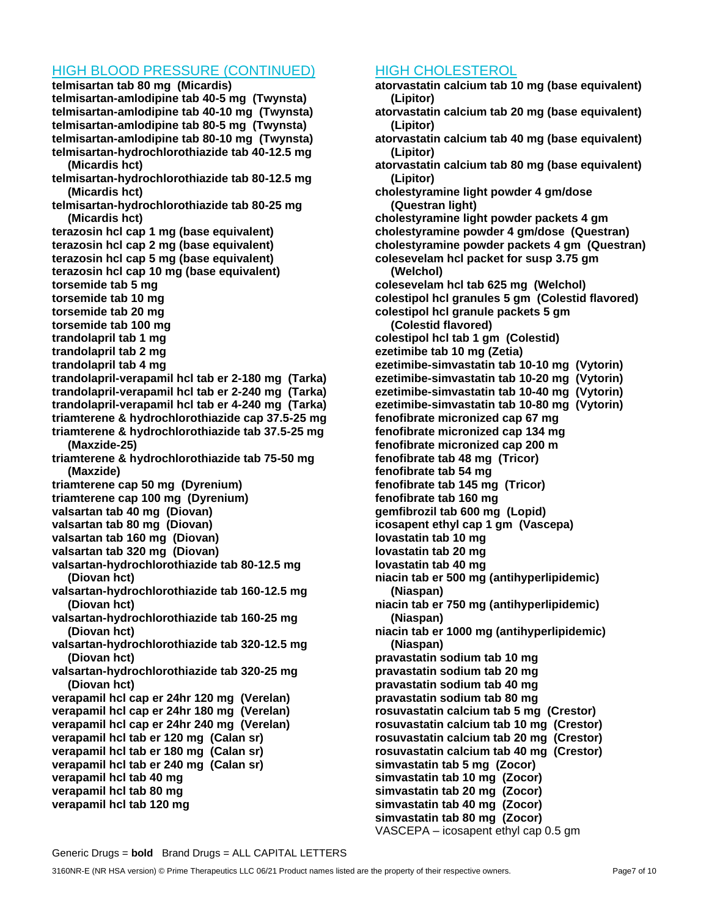## HIGH BLOOD PRESSURE (CONTINUED)

**telmisartan tab 80 mg (Micardis)**
**telmisartan-amlodipine tab 40-5 mg (Twynsta)**
**telmisartan-amlodipine tab 40-10 mg (Twynsta)**
**telmisartan-amlodipine tab 80-5 mg (Twynsta)**
**telmisartan-amlodipine tab 80-10 mg (Twynsta)**
**telmisartan-hydrochlorothiazide tab 40-12.5 mg (Micardis hct)**
**telmisartan-hydrochlorothiazide tab 80-12.5 mg (Micardis hct)**
**telmisartan-hydrochlorothiazide tab 80-25 mg (Micardis hct)**
**terazosin hcl cap 1 mg (base equivalent)**
**terazosin hcl cap 2 mg (base equivalent)**
**terazosin hcl cap 5 mg (base equivalent)**
**terazosin hcl cap 10 mg (base equivalent)**
**torsemide tab 5 mg**
**torsemide tab 10 mg**
**torsemide tab 20 mg**
**torsemide tab 100 mg**
**trandolapril tab 1 mg**
**trandolapril tab 2 mg**
**trandolapril tab 4 mg**
**trandolapril-verapamil hcl tab er 2-180 mg (Tarka)**
**trandolapril-verapamil hcl tab er 2-240 mg (Tarka)**
**trandolapril-verapamil hcl tab er 4-240 mg (Tarka)**
**triamterene & hydrochlorothiazide cap 37.5-25 mg**
**triamterene & hydrochlorothiazide tab 37.5-25 mg (Maxzide-25)**
**triamterene & hydrochlorothiazide tab 75-50 mg (Maxzide)**
**triamterene cap 50 mg (Dyrenium)**
**triamterene cap 100 mg (Dyrenium)**
**valsartan tab 40 mg (Diovan)**
**valsartan tab 80 mg (Diovan)**
**valsartan tab 160 mg (Diovan)**
**valsartan tab 320 mg (Diovan)**
**valsartan-hydrochlorothiazide tab 80-12.5 mg (Diovan hct)**
**valsartan-hydrochlorothiazide tab 160-12.5 mg (Diovan hct)**
**valsartan-hydrochlorothiazide tab 160-25 mg (Diovan hct)**
**valsartan-hydrochlorothiazide tab 320-12.5 mg (Diovan hct)**
**valsartan-hydrochlorothiazide tab 320-25 mg (Diovan hct)**
**verapamil hcl cap er 24hr 120 mg (Verelan)**
**verapamil hcl cap er 24hr 180 mg (Verelan)**
**verapamil hcl cap er 24hr 240 mg (Verelan)**
**verapamil hcl tab er 120 mg (Calan sr)**
**verapamil hcl tab er 180 mg (Calan sr)**
**verapamil hcl tab er 240 mg (Calan sr)**
**verapamil hcl tab 40 mg**
**verapamil hcl tab 80 mg**
**verapamil hcl tab 120 mg**

## HIGH CHOLESTEROL

**atorvastatin calcium tab 10 mg (base equivalent) (Lipitor)**
**atorvastatin calcium tab 20 mg (base equivalent) (Lipitor)**
**atorvastatin calcium tab 40 mg (base equivalent) (Lipitor)**
**atorvastatin calcium tab 80 mg (base equivalent) (Lipitor)**
**cholestyramine light powder 4 gm/dose (Questran light)**
**cholestyramine light powder packets 4 gm**
**cholestyramine powder 4 gm/dose (Questran)**
**cholestyramine powder packets 4 gm (Questran)**
**colesevelam hcl packet for susp 3.75 gm (Welchol)**
**colesevelam hcl tab 625 mg (Welchol)**
**colestipol hcl granules 5 gm (Colestid flavored)**
**colestipol hcl granule packets 5 gm (Colestid flavored)**
**colestipol hcl tab 1 gm (Colestid)**
**ezetimibe tab 10 mg (Zetia)**
**ezetimibe-simvastatin tab 10-10 mg (Vytorin)**
**ezetimibe-simvastatin tab 10-20 mg (Vytorin)**
**ezetimibe-simvastatin tab 10-40 mg (Vytorin)**
**ezetimibe-simvastatin tab 10-80 mg (Vytorin)**
**fenofibrate micronized cap 67 mg**
**fenofibrate micronized cap 134 mg**
**fenofibrate micronized cap 200 m**
**fenofibrate tab 48 mg (Tricor)**
**fenofibrate tab 54 mg**
**fenofibrate tab 145 mg (Tricor)**
**fenofibrate tab 160 mg**
**gemfibrozil tab 600 mg (Lopid)**
**icosapent ethyl cap 1 gm (Vascepa)**
**lovastatin tab 10 mg**
**lovastatin tab 20 mg**
**lovastatin tab 40 mg**
**niacin tab er 500 mg (antihyperlipidemic) (Niaspan)**
**niacin tab er 750 mg (antihyperlipidemic) (Niaspan)**
**niacin tab er 1000 mg (antihyperlipidemic) (Niaspan)**
**pravastatin sodium tab 10 mg**
**pravastatin sodium tab 20 mg**
**pravastatin sodium tab 40 mg**
**pravastatin sodium tab 80 mg**
**rosuvastatin calcium tab 5 mg (Crestor)**
**rosuvastatin calcium tab 10 mg (Crestor)**
**rosuvastatin calcium tab 20 mg (Crestor)**
**rosuvastatin calcium tab 40 mg (Crestor)**
**simvastatin tab 5 mg (Zocor)**
**simvastatin tab 10 mg (Zocor)**
**simvastatin tab 20 mg (Zocor)**
**simvastatin tab 40 mg (Zocor)**
**simvastatin tab 80 mg (Zocor)**
VASCEPA – icosapent ethyl cap 0.5 gm

Generic Drugs = **bold** Brand Drugs = ALL CAPITAL LETTERS

3160NR-E (NR HSA version) © Prime Therapeutics LLC 06/21 Product names listed are the property of their respective owners.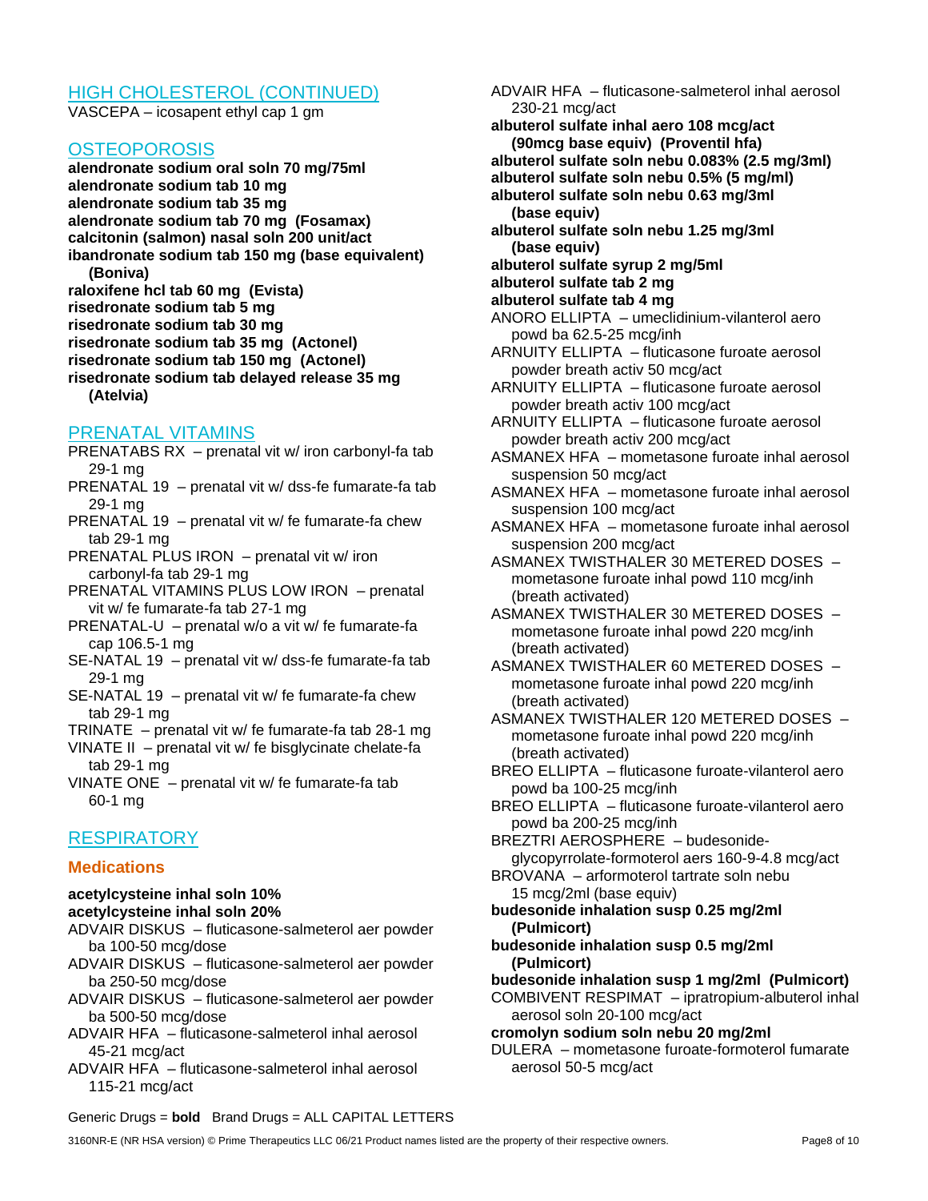## HIGH CHOLESTEROL (CONTINUED)

VASCEPA – icosapent ethyl cap 1 gm

## OSTEOPOROSIS

**alendronate sodium oral soln 70 mg/75ml**
**alendronate sodium tab 10 mg**
**alendronate sodium tab 35 mg**
**alendronate sodium tab 70 mg (Fosamax)**
**calcitonin (salmon) nasal soln 200 unit/act**
**ibandronate sodium tab 150 mg (base equivalent) (Boniva)**
**raloxifene hcl tab 60 mg (Evista)**
**risedronate sodium tab 5 mg**
**risedronate sodium tab 30 mg**
**risedronate sodium tab 35 mg (Actonel)**
**risedronate sodium tab 150 mg (Actonel)**
**risedronate sodium tab delayed release 35 mg (Atelvia)**

## PRENATAL VITAMINS

PRENATABS RX – prenatal vit w/ iron carbonyl-fa tab 29-1 mg
PRENATAL 19 – prenatal vit w/ dss-fe fumarate-fa tab 29-1 mg
PRENATAL 19 – prenatal vit w/ fe fumarate-fa chew tab 29-1 mg
PRENATAL PLUS IRON – prenatal vit w/ iron carbonyl-fa tab 29-1 mg
PRENATAL VITAMINS PLUS LOW IRON – prenatal vit w/ fe fumarate-fa tab 27-1 mg
PRENATAL-U – prenatal w/o a vit w/ fe fumarate-fa cap 106.5-1 mg
SE-NATAL 19 – prenatal vit w/ dss-fe fumarate-fa tab 29-1 mg
SE-NATAL 19 – prenatal vit w/ fe fumarate-fa chew tab 29-1 mg
TRINATE – prenatal vit w/ fe fumarate-fa tab 28-1 mg
VINATE II – prenatal vit w/ fe bisglycinate chelate-fa tab 29-1 mg
VINATE ONE – prenatal vit w/ fe fumarate-fa tab 60-1 mg

## RESPIRATORY

### Medications

**acetylcysteine inhal soln 10%**
**acetylcysteine inhal soln 20%**
ADVAIR DISKUS – fluticasone-salmeterol aer powder ba 100-50 mcg/dose
ADVAIR DISKUS – fluticasone-salmeterol aer powder ba 250-50 mcg/dose
ADVAIR DISKUS – fluticasone-salmeterol aer powder ba 500-50 mcg/dose
ADVAIR HFA – fluticasone-salmeterol inhal aerosol 45-21 mcg/act
ADVAIR HFA – fluticasone-salmeterol inhal aerosol 115-21 mcg/act
ADVAIR HFA – fluticasone-salmeterol inhal aerosol 230-21 mcg/act
**albuterol sulfate inhal aero 108 mcg/act (90mcg base equiv) (Proventil hfa)**
**albuterol sulfate soln nebu 0.083% (2.5 mg/3ml)**
**albuterol sulfate soln nebu 0.5% (5 mg/ml)**
**albuterol sulfate soln nebu 0.63 mg/3ml (base equiv)**
**albuterol sulfate soln nebu 1.25 mg/3ml (base equiv)**
**albuterol sulfate syrup 2 mg/5ml**
**albuterol sulfate tab 2 mg**
**albuterol sulfate tab 4 mg**
ANORO ELLIPTA – umeclidinium-vilanterol aero powd ba 62.5-25 mcg/inh
ARNUITY ELLIPTA – fluticasone furoate aerosol powder breath activ 50 mcg/act
ARNUITY ELLIPTA – fluticasone furoate aerosol powder breath activ 100 mcg/act
ARNUITY ELLIPTA – fluticasone furoate aerosol powder breath activ 200 mcg/act
ASMANEX HFA – mometasone furoate inhal aerosol suspension 50 mcg/act
ASMANEX HFA – mometasone furoate inhal aerosol suspension 100 mcg/act
ASMANEX HFA – mometasone furoate inhal aerosol suspension 200 mcg/act
ASMANEX TWISTHALER 30 METERED DOSES – mometasone furoate inhal powd 110 mcg/inh (breath activated)
ASMANEX TWISTHALER 30 METERED DOSES – mometasone furoate inhal powd 220 mcg/inh (breath activated)
ASMANEX TWISTHALER 60 METERED DOSES – mometasone furoate inhal powd 220 mcg/inh (breath activated)
ASMANEX TWISTHALER 120 METERED DOSES – mometasone furoate inhal powd 220 mcg/inh (breath activated)
BREO ELLIPTA – fluticasone furoate-vilanterol aero powd ba 100-25 mcg/inh
BREO ELLIPTA – fluticasone furoate-vilanterol aero powd ba 200-25 mcg/inh
BREZTRI AEROSPHERE – budesonide-glycopyrrolate-formoterol aers 160-9-4.8 mcg/act
BROVANA – arformoterol tartrate soln nebu 15 mcg/2ml (base equiv)
**budesonide inhalation susp 0.25 mg/2ml (Pulmicort)**
**budesonide inhalation susp 0.5 mg/2ml (Pulmicort)**
**budesonide inhalation susp 1 mg/2ml (Pulmicort)**
COMBIVENT RESPIMAT – ipratropium-albuterol inhal aerosol soln 20-100 mcg/act
**cromolyn sodium soln nebu 20 mg/2ml**
DULERA – mometasone furoate-formoterol fumarate aerosol 50-5 mcg/act

Generic Drugs = **bold** Brand Drugs = ALL CAPITAL LETTERS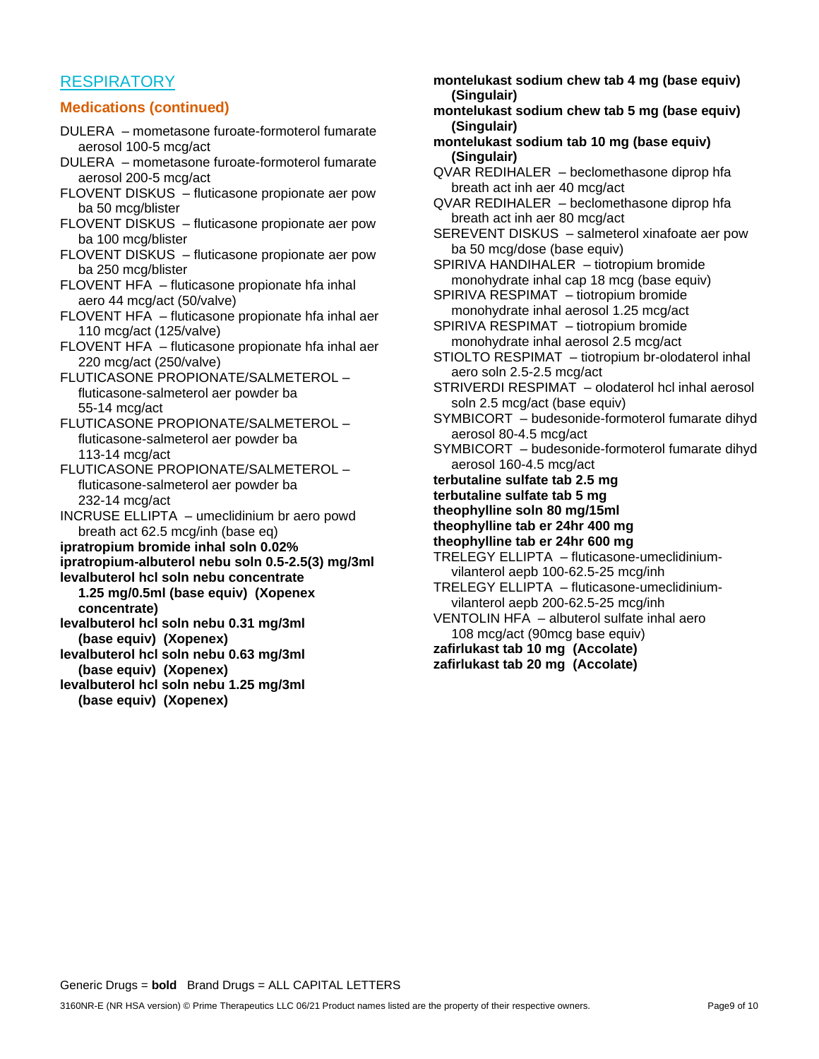## RESPIRATORY

### Medications (continued)

DULERA – mometasone furoate-formoterol fumarate aerosol 100-5 mcg/act
DULERA – mometasone furoate-formoterol fumarate aerosol 200-5 mcg/act
FLOVENT DISKUS – fluticasone propionate aer pow ba 50 mcg/blister
FLOVENT DISKUS – fluticasone propionate aer pow ba 100 mcg/blister
FLOVENT DISKUS – fluticasone propionate aer pow ba 250 mcg/blister
FLOVENT HFA – fluticasone propionate hfa inhal aero 44 mcg/act (50/valve)
FLOVENT HFA – fluticasone propionate hfa inhal aer 110 mcg/act (125/valve)
FLOVENT HFA – fluticasone propionate hfa inhal aer 220 mcg/act (250/valve)
FLUTICASONE PROPIONATE/SALMETEROL – fluticasone-salmeterol aer powder ba 55-14 mcg/act
FLUTICASONE PROPIONATE/SALMETEROL – fluticasone-salmeterol aer powder ba 113-14 mcg/act
FLUTICASONE PROPIONATE/SALMETEROL – fluticasone-salmeterol aer powder ba 232-14 mcg/act
INCRUSE ELLIPTA – umeclidinium br aero powd breath act 62.5 mcg/inh (base eq)
**ipratropium bromide inhal soln 0.02%**
**ipratropium-albuterol nebu soln 0.5-2.5(3) mg/3ml**
**levalbuterol hcl soln nebu concentrate 1.25 mg/0.5ml (base equiv) (Xopenex concentrate)**
**levalbuterol hcl soln nebu 0.31 mg/3ml (base equiv) (Xopenex)**
**levalbuterol hcl soln nebu 0.63 mg/3ml (base equiv) (Xopenex)**
**levalbuterol hcl soln nebu 1.25 mg/3ml (base equiv) (Xopenex)**
**montelukast sodium chew tab 4 mg (base equiv) (Singulair)**
**montelukast sodium chew tab 5 mg (base equiv) (Singulair)**
**montelukast sodium tab 10 mg (base equiv) (Singulair)**
QVAR REDIHALER – beclomethasone diprop hfa breath act inh aer 40 mcg/act
QVAR REDIHALER – beclomethasone diprop hfa breath act inh aer 80 mcg/act
SEREVENT DISKUS – salmeterol xinafoate aer pow ba 50 mcg/dose (base equiv)
SPIRIVA HANDIHALER – tiotropium bromide monohydrate inhal cap 18 mcg (base equiv)
SPIRIVA RESPIMAT – tiotropium bromide monohydrate inhal aerosol 1.25 mcg/act
SPIRIVA RESPIMAT – tiotropium bromide monohydrate inhal aerosol 2.5 mcg/act
STIOLTO RESPIMAT – tiotropium br-olodaterol inhal aero soln 2.5-2.5 mcg/act
STRIVERDI RESPIMAT – olodaterol hcl inhal aerosol soln 2.5 mcg/act (base equiv)
SYMBICORT – budesonide-formoterol fumarate dihyd aerosol 80-4.5 mcg/act
SYMBICORT – budesonide-formoterol fumarate dihyd aerosol 160-4.5 mcg/act
**terbutaline sulfate tab 2.5 mg**
**terbutaline sulfate tab 5 mg**
**theophylline soln 80 mg/15ml**
**theophylline tab er 24hr 400 mg**
**theophylline tab er 24hr 600 mg**
TRELEGY ELLIPTA – fluticasone-umeclidinium-vilanterol aepb 100-62.5-25 mcg/inh
TRELEGY ELLIPTA – fluticasone-umeclidinium-vilanterol aepb 200-62.5-25 mcg/inh
VENTOLIN HFA – albuterol sulfate inhal aero 108 mcg/act (90mcg base equiv)
**zafirlukast tab 10 mg (Accolate)**
**zafirlukast tab 20 mg (Accolate)**

Generic Drugs = **bold** Brand Drugs = ALL CAPITAL LETTERS

3160NR-E (NR HSA version) © Prime Therapeutics LLC 06/21 Product names listed are the property of their respective owners.